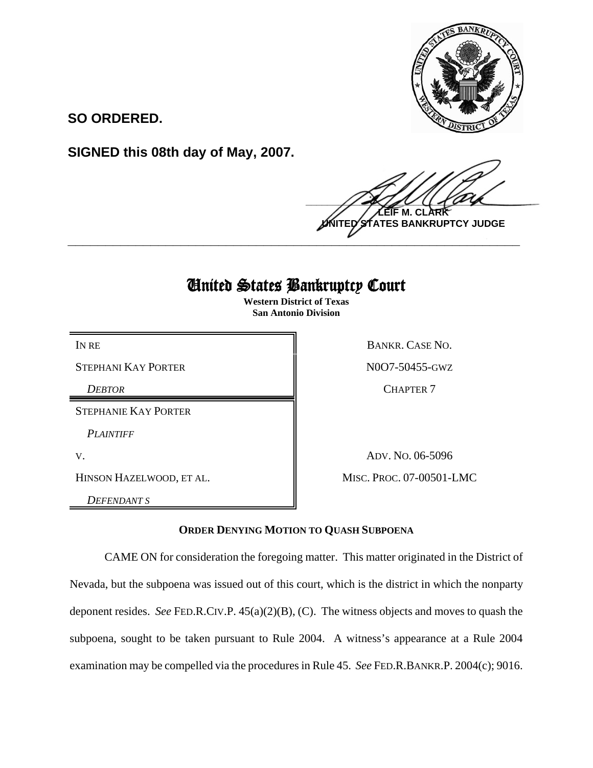**SO ORDERED.**

**SIGNED this 08th day of May, 2007.**

**LEIF M. CLARK**
**UNITED STATES BANKRUPTCY JUDGE**

---

# United States Bankruptcy Court

**Western District of Texas**
**San Antonio Division**

| | |
|---|---|
| IN RE | BANKR. CASE NO. |
| STEPHANI KAY PORTER | N0O7-50455-GWZ |
| *DEBTOR* | CHAPTER 7 |
| STEPHANIE KAY PORTER | |
| *PLAINTIFF* | |
| V. | ADV. NO. 06-5096 |
| HINSON HAZELWOOD, ET AL. | MISC. PROC. 07-00501-LMC |
| *DEFENDANT S* | |

**ORDER DENYING MOTION TO QUASH SUBPOENA**

CAME ON for consideration the foregoing matter. This matter originated in the District of Nevada, but the subpoena was issued out of this court, which is the district in which the nonparty deponent resides. *See* FED.R.CIV.P. 45(a)(2)(B), (C). The witness objects and moves to quash the subpoena, sought to be taken pursuant to Rule 2004. A witness's appearance at a Rule 2004 examination may be compelled via the procedures in Rule 45. *See* FED.R.BANKR.P. 2004(c); 9016.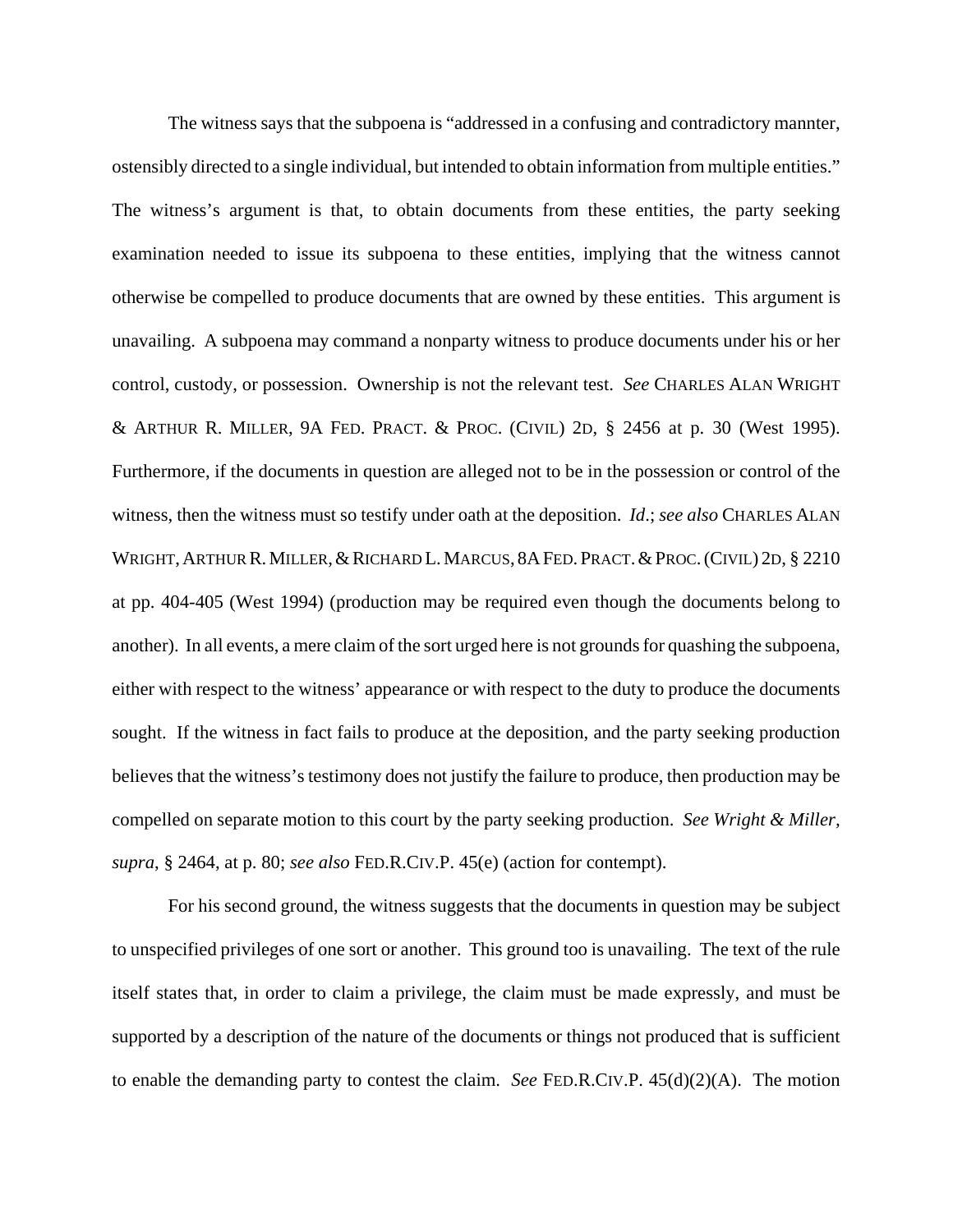The witness says that the subpoena is "addressed in a confusing and contradictory mannter, ostensibly directed to a single individual, but intended to obtain information from multiple entities." The witness's argument is that, to obtain documents from these entities, the party seeking examination needed to issue its subpoena to these entities, implying that the witness cannot otherwise be compelled to produce documents that are owned by these entities. This argument is unavailing. A subpoena may command a nonparty witness to produce documents under his or her control, custody, or possession. Ownership is not the relevant test. *See* CHARLES ALAN WRIGHT & ARTHUR R. MILLER, 9A FED. PRACT. & PROC. (CIVIL) 2D, § 2456 at p. 30 (West 1995). Furthermore, if the documents in question are alleged not to be in the possession or control of the witness, then the witness must so testify under oath at the deposition. *Id*.; *see also* CHARLES ALAN WRIGHT, ARTHUR R. MILLER, & RICHARD L. MARCUS, 8A FED. PRACT. & PROC. (CIVIL) 2D, § 2210 at pp. 404-405 (West 1994) (production may be required even though the documents belong to another). In all events, a mere claim of the sort urged here is not grounds for quashing the subpoena, either with respect to the witness' appearance or with respect to the duty to produce the documents sought. If the witness in fact fails to produce at the deposition, and the party seeking production believes that the witness's testimony does not justify the failure to produce, then production may be compelled on separate motion to this court by the party seeking production. *See Wright & Miller, supra*, § 2464, at p. 80; *see also* FED.R.CIV.P. 45(e) (action for contempt).

For his second ground, the witness suggests that the documents in question may be subject to unspecified privileges of one sort or another. This ground too is unavailing. The text of the rule itself states that, in order to claim a privilege, the claim must be made expressly, and must be supported by a description of the nature of the documents or things not produced that is sufficient to enable the demanding party to contest the claim. *See* FED.R.CIV.P. 45(d)(2)(A). The motion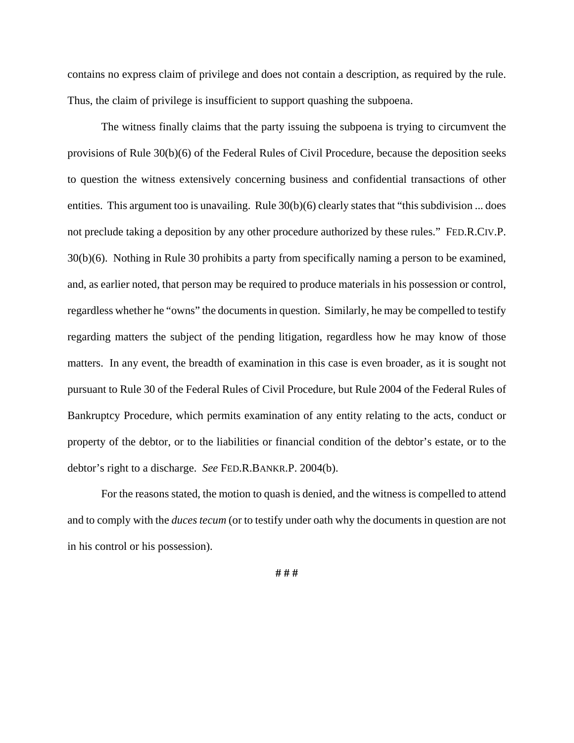contains no express claim of privilege and does not contain a description, as required by the rule. Thus, the claim of privilege is insufficient to support quashing the subpoena.

The witness finally claims that the party issuing the subpoena is trying to circumvent the provisions of Rule 30(b)(6) of the Federal Rules of Civil Procedure, because the deposition seeks to question the witness extensively concerning business and confidential transactions of other entities. This argument too is unavailing. Rule 30(b)(6) clearly states that "this subdivision ... does not preclude taking a deposition by any other procedure authorized by these rules." FED.R.CIV.P. 30(b)(6). Nothing in Rule 30 prohibits a party from specifically naming a person to be examined, and, as earlier noted, that person may be required to produce materials in his possession or control, regardless whether he "owns" the documents in question. Similarly, he may be compelled to testify regarding matters the subject of the pending litigation, regardless how he may know of those matters. In any event, the breadth of examination in this case is even broader, as it is sought not pursuant to Rule 30 of the Federal Rules of Civil Procedure, but Rule 2004 of the Federal Rules of Bankruptcy Procedure, which permits examination of any entity relating to the acts, conduct or property of the debtor, or to the liabilities or financial condition of the debtor's estate, or to the debtor's right to a discharge. *See* FED.R.BANKR.P. 2004(b).

For the reasons stated, the motion to quash is denied, and the witness is compelled to attend and to comply with the *duces tecum* (or to testify under oath why the documents in question are not in his control or his possession).

# # #